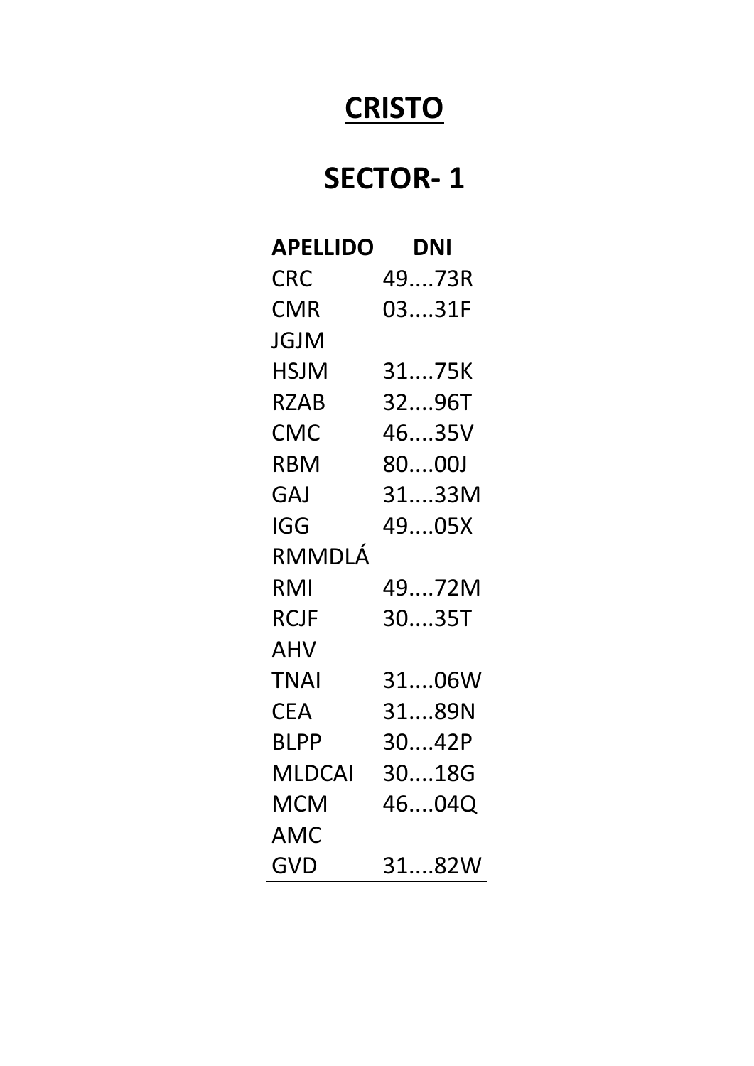# CRISTO

## SECTOR- 1

| APELLIDO | DNI |
|---|---|
| CRC | 49....73R |
| CMR | 03....31F |
| JGJM | |
| HSJM | 31....75K |
| RZAB | 32....96T |
| CMC | 46....35V |
| RBM | 80....00J |
| GAJ | 31....33M |
| IGG | 49....05X |
| RMMDLÁ | |
| RMI | 49....72M |
| RCJF | 30....35T |
| AHV | |
| TNAI | 31....06W |
| CEA | 31....89N |
| BLPP | 30....42P |
| MLDCAI | 30....18G |
| MCM | 46....04Q |
| AMC | |
| GVD | 31....82W |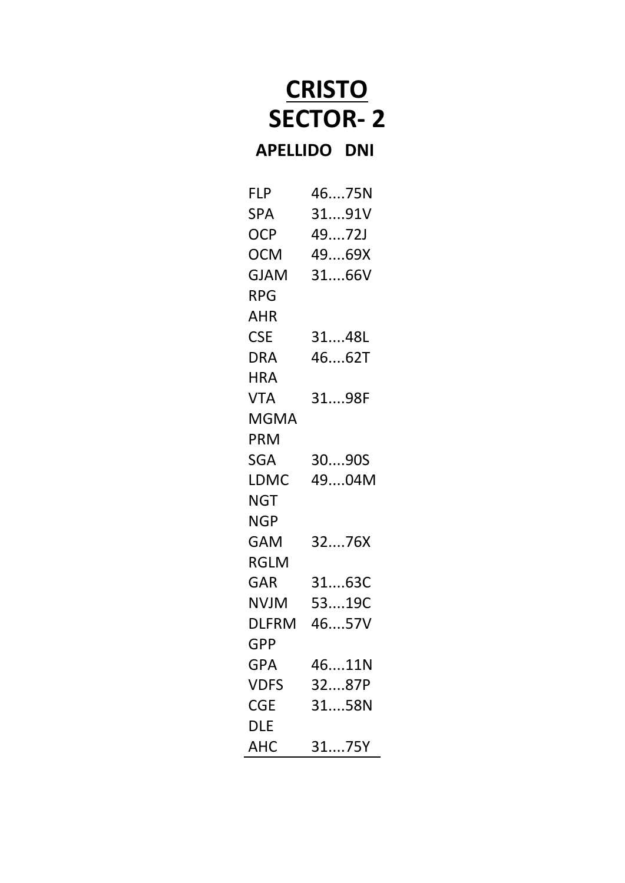# CRISTO

# SECTOR- 2

| APELLIDO | DNI |
| --- | --- |
| FLP | 46....75N |
| SPA | 31....91V |
| OCP | 49....72J |
| OCM | 49....69X |
| GJAM | 31....66V |
| RPG | |
| AHR | |
| CSE | 31....48L |
| DRA | 46....62T |
| HRA | |
| VTA | 31....98F |
| MGMA | |
| PRM | |
| SGA | 30....90S |
| LDMC | 49....04M |
| NGT | |
| NGP | |
| GAM | 32....76X |
| RGLM | |
| GAR | 31....63C |
| NVJM | 53....19C |
| DLFRM | 46....57V |
| GPP | |
| GPA | 46....11N |
| VDFS | 32....87P |
| CGE | 31....58N |
| DLE | |
| AHC | 31....75Y |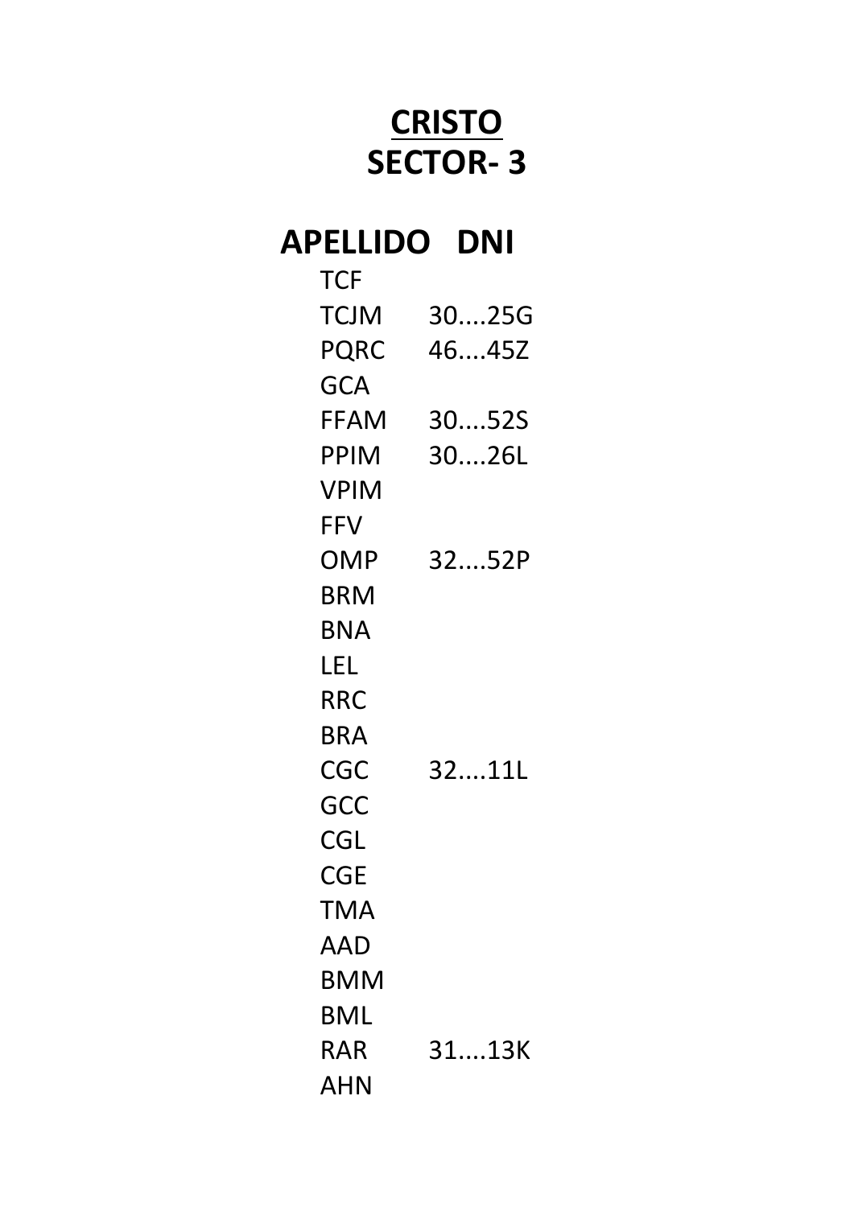# CRISTO
# SECTOR- 3

| APELLIDO | DNI |
|---|---|
| TCF | |
| TCJM | 30....25G |
| PQRC | 46....45Z |
| GCA | |
| FFAM | 30....52S |
| PPIM | 30....26L |
| VPIM | |
| FFV | |
| OMP | 32....52P |
| BRM | |
| BNA | |
| LEL | |
| RRC | |
| BRA | |
| CGC | 32....11L |
| GCC | |
| CGL | |
| CGE | |
| TMA | |
| AAD | |
| BMM | |
| BML | |
| RAR | 31....13K |
| AHN | |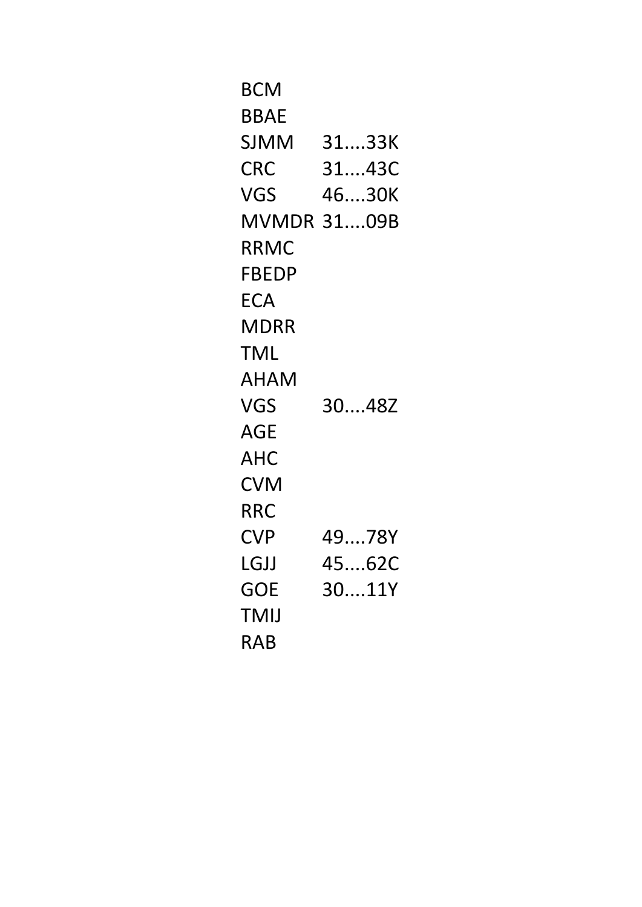| | |
|---|---|
| BCM | |
| BBAE | |
| SJMM | 31....33K |
| CRC | 31....43C |
| VGS | 46....30K |
| MVMDR | 31....09B |
| RRMC | |
| FBEDP | |
| ECA | |
| MDRR | |
| TML | |
| AHAM | |
| VGS | 30....48Z |
| AGE | |
| AHC | |
| CVM | |
| RRC | |
| CVP | 49....78Y |
| LGJJ | 45....62C |
| GOE | 30....11Y |
| TMIJ | |
| RAB | |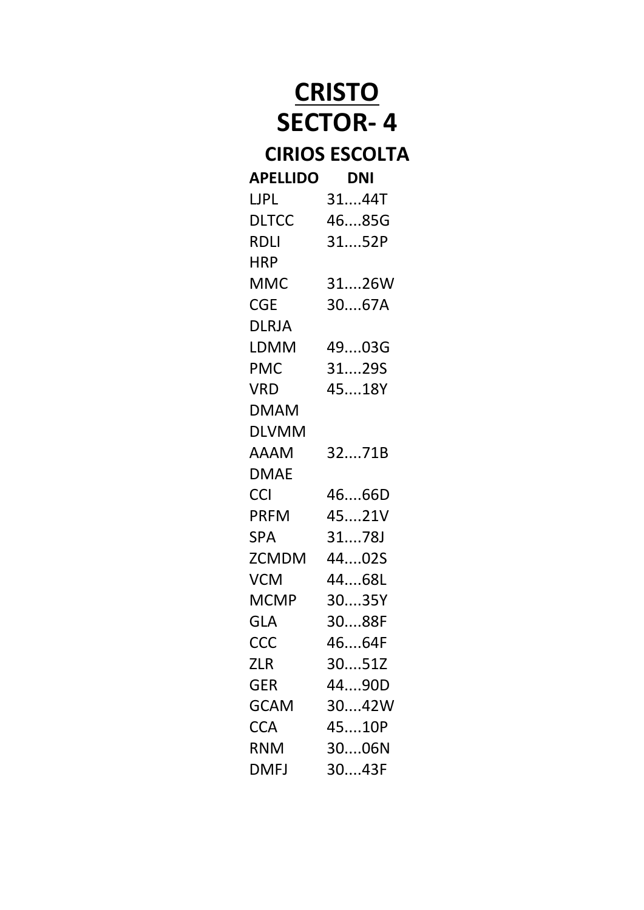# <u>CRISTO</u>

# SECTOR- 4

## CIRIOS ESCOLTA

| APELLIDO | DNI |
|---|---|
| LJPL | 31....44T |
| DLTCC | 46....85G |
| RDLI | 31....52P |
| HRP | |
| MMC | 31....26W |
| CGE | 30....67A |
| DLRJA | |
| LDMM | 49....03G |
| PMC | 31....29S |
| VRD | 45....18Y |
| DMAM | |
| DLVMM | |
| AAAM | 32....71B |
| DMAE | |
| CCI | 46....66D |
| PRFM | 45....21V |
| SPA | 31....78J |
| ZCMDM | 44....02S |
| VCM | 44....68L |
| MCMP | 30....35Y |
| GLA | 30....88F |
| CCC | 46....64F |
| ZLR | 30....51Z |
| GER | 44....90D |
| GCAM | 30....42W |
| CCA | 45....10P |
| RNM | 30....06N |
| DMFJ | 30....43F |